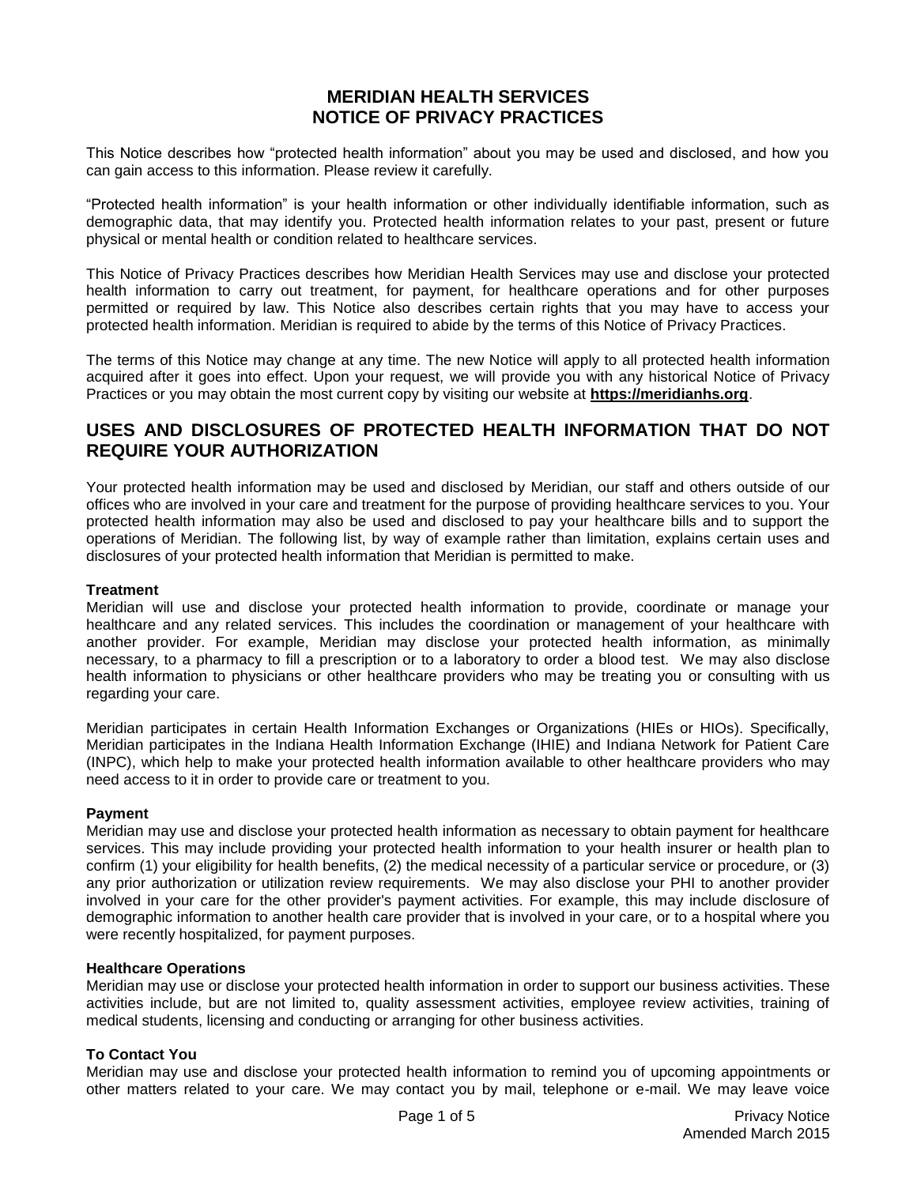# MERIDIAN HEALTH SERVICES
# NOTICE OF PRIVACY PRACTICES

This Notice describes how "protected health information" about you may be used and disclosed, and how you can gain access to this information. Please review it carefully.

"Protected health information" is your health information or other individually identifiable information, such as demographic data, that may identify you. Protected health information relates to your past, present or future physical or mental health or condition related to healthcare services.

This Notice of Privacy Practices describes how Meridian Health Services may use and disclose your protected health information to carry out treatment, for payment, for healthcare operations and for other purposes permitted or required by law. This Notice also describes certain rights that you may have to access your protected health information. Meridian is required to abide by the terms of this Notice of Privacy Practices.

The terms of this Notice may change at any time. The new Notice will apply to all protected health information acquired after it goes into effect. Upon your request, we will provide you with any historical Notice of Privacy Practices or you may obtain the most current copy by visiting our website at **https://meridianhs.org**.

## USES AND DISCLOSURES OF PROTECTED HEALTH INFORMATION THAT DO NOT REQUIRE YOUR AUTHORIZATION

Your protected health information may be used and disclosed by Meridian, our staff and others outside of our offices who are involved in your care and treatment for the purpose of providing healthcare services to you. Your protected health information may also be used and disclosed to pay your healthcare bills and to support the operations of Meridian. The following list, by way of example rather than limitation, explains certain uses and disclosures of your protected health information that Meridian is permitted to make.

**Treatment**

Meridian will use and disclose your protected health information to provide, coordinate or manage your healthcare and any related services. This includes the coordination or management of your healthcare with another provider. For example, Meridian may disclose your protected health information, as minimally necessary, to a pharmacy to fill a prescription or to a laboratory to order a blood test. We may also disclose health information to physicians or other healthcare providers who may be treating you or consulting with us regarding your care.

Meridian participates in certain Health Information Exchanges or Organizations (HIEs or HIOs). Specifically, Meridian participates in the Indiana Health Information Exchange (IHIE) and Indiana Network for Patient Care (INPC), which help to make your protected health information available to other healthcare providers who may need access to it in order to provide care or treatment to you.

**Payment**

Meridian may use and disclose your protected health information as necessary to obtain payment for healthcare services. This may include providing your protected health information to your health insurer or health plan to confirm (1) your eligibility for health benefits, (2) the medical necessity of a particular service or procedure, or (3) any prior authorization or utilization review requirements. We may also disclose your PHI to another provider involved in your care for the other provider's payment activities. For example, this may include disclosure of demographic information to another health care provider that is involved in your care, or to a hospital where you were recently hospitalized, for payment purposes.

**Healthcare Operations**

Meridian may use or disclose your protected health information in order to support our business activities. These activities include, but are not limited to, quality assessment activities, employee review activities, training of medical students, licensing and conducting or arranging for other business activities.

**To Contact You**

Meridian may use and disclose your protected health information to remind you of upcoming appointments or other matters related to your care. We may contact you by mail, telephone or e-mail. We may leave voice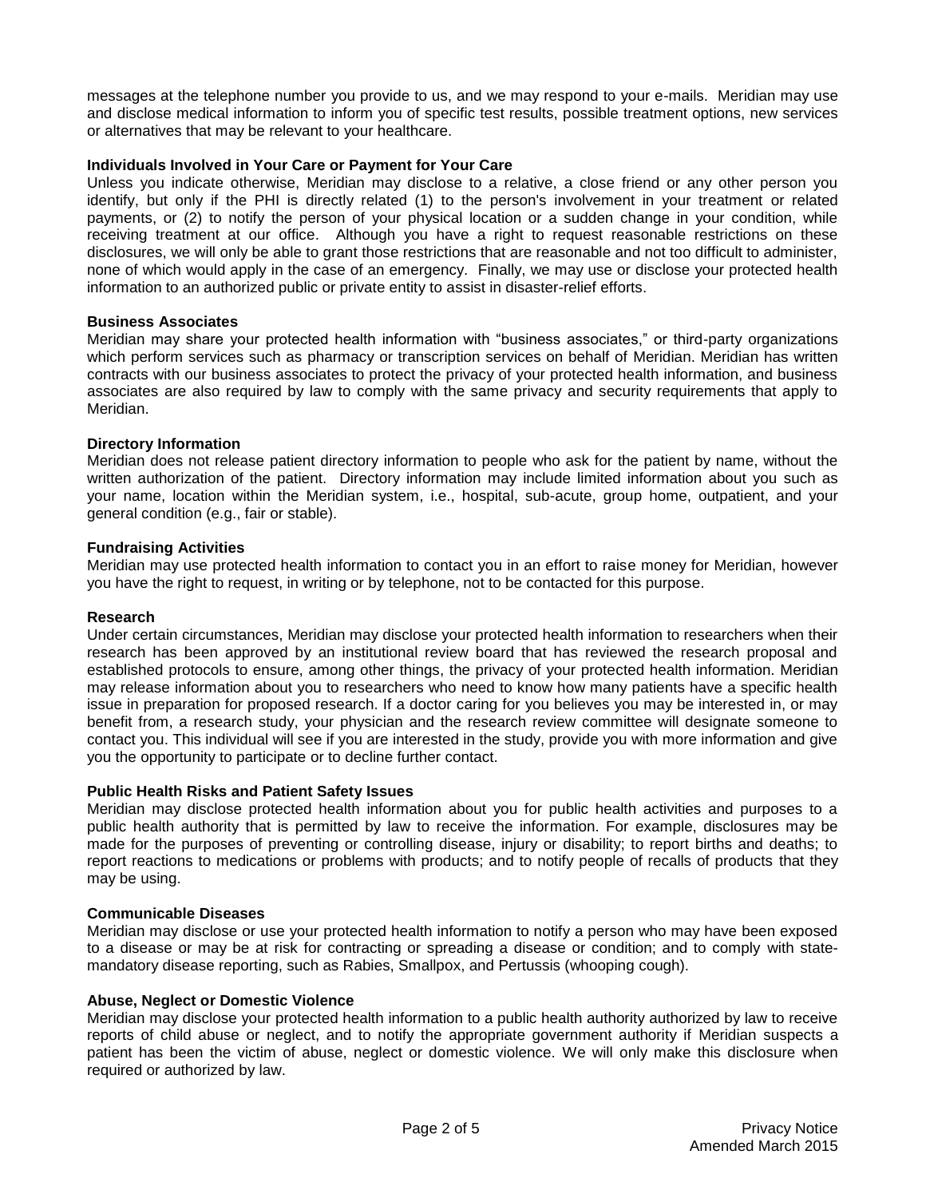messages at the telephone number you provide to us, and we may respond to your e-mails. Meridian may use and disclose medical information to inform you of specific test results, possible treatment options, new services or alternatives that may be relevant to your healthcare.

**Individuals Involved in Your Care or Payment for Your Care**

Unless you indicate otherwise, Meridian may disclose to a relative, a close friend or any other person you identify, but only if the PHI is directly related (1) to the person's involvement in your treatment or related payments, or (2) to notify the person of your physical location or a sudden change in your condition, while receiving treatment at our office. Although you have a right to request reasonable restrictions on these disclosures, we will only be able to grant those restrictions that are reasonable and not too difficult to administer, none of which would apply in the case of an emergency. Finally, we may use or disclose your protected health information to an authorized public or private entity to assist in disaster-relief efforts.

**Business Associates**

Meridian may share your protected health information with "business associates," or third-party organizations which perform services such as pharmacy or transcription services on behalf of Meridian. Meridian has written contracts with our business associates to protect the privacy of your protected health information, and business associates are also required by law to comply with the same privacy and security requirements that apply to Meridian.

**Directory Information**

Meridian does not release patient directory information to people who ask for the patient by name, without the written authorization of the patient. Directory information may include limited information about you such as your name, location within the Meridian system, i.e., hospital, sub-acute, group home, outpatient, and your general condition (e.g., fair or stable).

**Fundraising Activities**

Meridian may use protected health information to contact you in an effort to raise money for Meridian, however you have the right to request, in writing or by telephone, not to be contacted for this purpose.

**Research**

Under certain circumstances, Meridian may disclose your protected health information to researchers when their research has been approved by an institutional review board that has reviewed the research proposal and established protocols to ensure, among other things, the privacy of your protected health information. Meridian may release information about you to researchers who need to know how many patients have a specific health issue in preparation for proposed research. If a doctor caring for you believes you may be interested in, or may benefit from, a research study, your physician and the research review committee will designate someone to contact you. This individual will see if you are interested in the study, provide you with more information and give you the opportunity to participate or to decline further contact.

**Public Health Risks and Patient Safety Issues**

Meridian may disclose protected health information about you for public health activities and purposes to a public health authority that is permitted by law to receive the information. For example, disclosures may be made for the purposes of preventing or controlling disease, injury or disability; to report births and deaths; to report reactions to medications or problems with products; and to notify people of recalls of products that they may be using.

**Communicable Diseases**

Meridian may disclose or use your protected health information to notify a person who may have been exposed to a disease or may be at risk for contracting or spreading a disease or condition; and to comply with state-mandatory disease reporting, such as Rabies, Smallpox, and Pertussis (whooping cough).

**Abuse, Neglect or Domestic Violence**

Meridian may disclose your protected health information to a public health authority authorized by law to receive reports of child abuse or neglect, and to notify the appropriate government authority if Meridian suspects a patient has been the victim of abuse, neglect or domestic violence. We will only make this disclosure when required or authorized by law.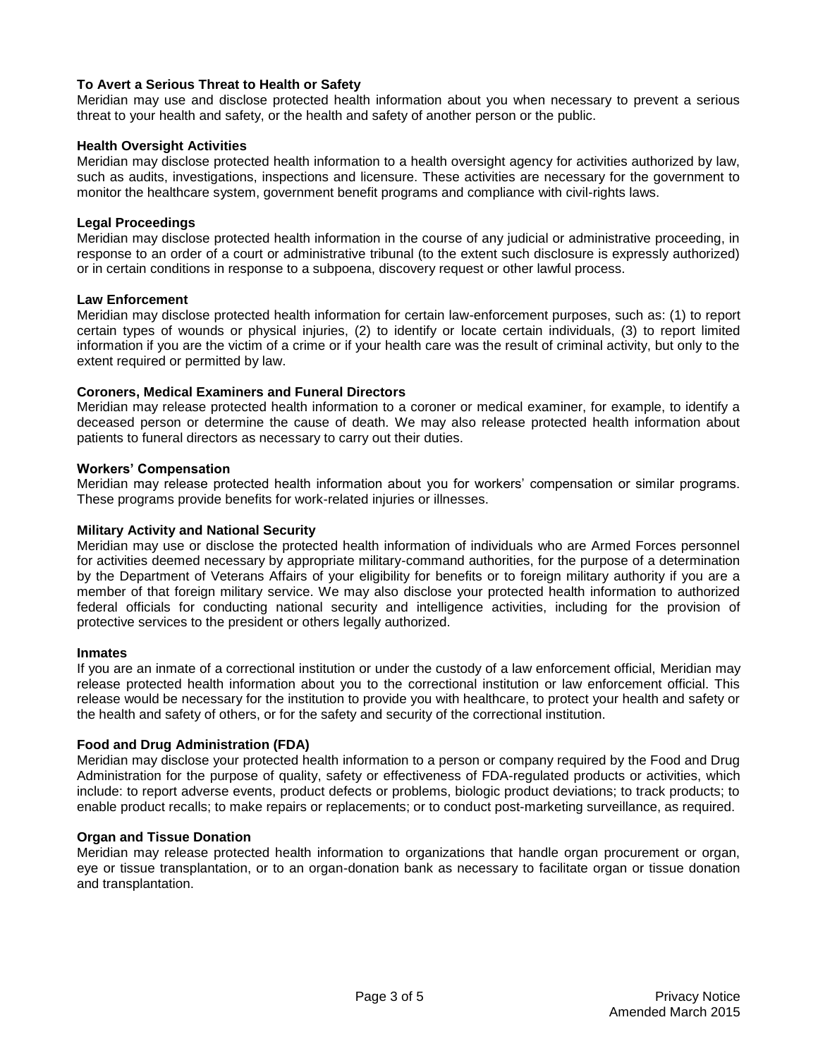**To Avert a Serious Threat to Health or Safety**

Meridian may use and disclose protected health information about you when necessary to prevent a serious threat to your health and safety, or the health and safety of another person or the public.

**Health Oversight Activities**

Meridian may disclose protected health information to a health oversight agency for activities authorized by law, such as audits, investigations, inspections and licensure. These activities are necessary for the government to monitor the healthcare system, government benefit programs and compliance with civil-rights laws.

**Legal Proceedings**

Meridian may disclose protected health information in the course of any judicial or administrative proceeding, in response to an order of a court or administrative tribunal (to the extent such disclosure is expressly authorized) or in certain conditions in response to a subpoena, discovery request or other lawful process.

**Law Enforcement**

Meridian may disclose protected health information for certain law-enforcement purposes, such as: (1) to report certain types of wounds or physical injuries, (2) to identify or locate certain individuals, (3) to report limited information if you are the victim of a crime or if your health care was the result of criminal activity, but only to the extent required or permitted by law.

**Coroners, Medical Examiners and Funeral Directors**

Meridian may release protected health information to a coroner or medical examiner, for example, to identify a deceased person or determine the cause of death. We may also release protected health information about patients to funeral directors as necessary to carry out their duties.

**Workers' Compensation**

Meridian may release protected health information about you for workers' compensation or similar programs. These programs provide benefits for work-related injuries or illnesses.

**Military Activity and National Security**

Meridian may use or disclose the protected health information of individuals who are Armed Forces personnel for activities deemed necessary by appropriate military-command authorities, for the purpose of a determination by the Department of Veterans Affairs of your eligibility for benefits or to foreign military authority if you are a member of that foreign military service. We may also disclose your protected health information to authorized federal officials for conducting national security and intelligence activities, including for the provision of protective services to the president or others legally authorized.

**Inmates**

If you are an inmate of a correctional institution or under the custody of a law enforcement official, Meridian may release protected health information about you to the correctional institution or law enforcement official. This release would be necessary for the institution to provide you with healthcare, to protect your health and safety or the health and safety of others, or for the safety and security of the correctional institution.

**Food and Drug Administration (FDA)**

Meridian may disclose your protected health information to a person or company required by the Food and Drug Administration for the purpose of quality, safety or effectiveness of FDA-regulated products or activities, which include: to report adverse events, product defects or problems, biologic product deviations; to track products; to enable product recalls; to make repairs or replacements; or to conduct post-marketing surveillance, as required.

**Organ and Tissue Donation**

Meridian may release protected health information to organizations that handle organ procurement or organ, eye or tissue transplantation, or to an organ-donation bank as necessary to facilitate organ or tissue donation and transplantation.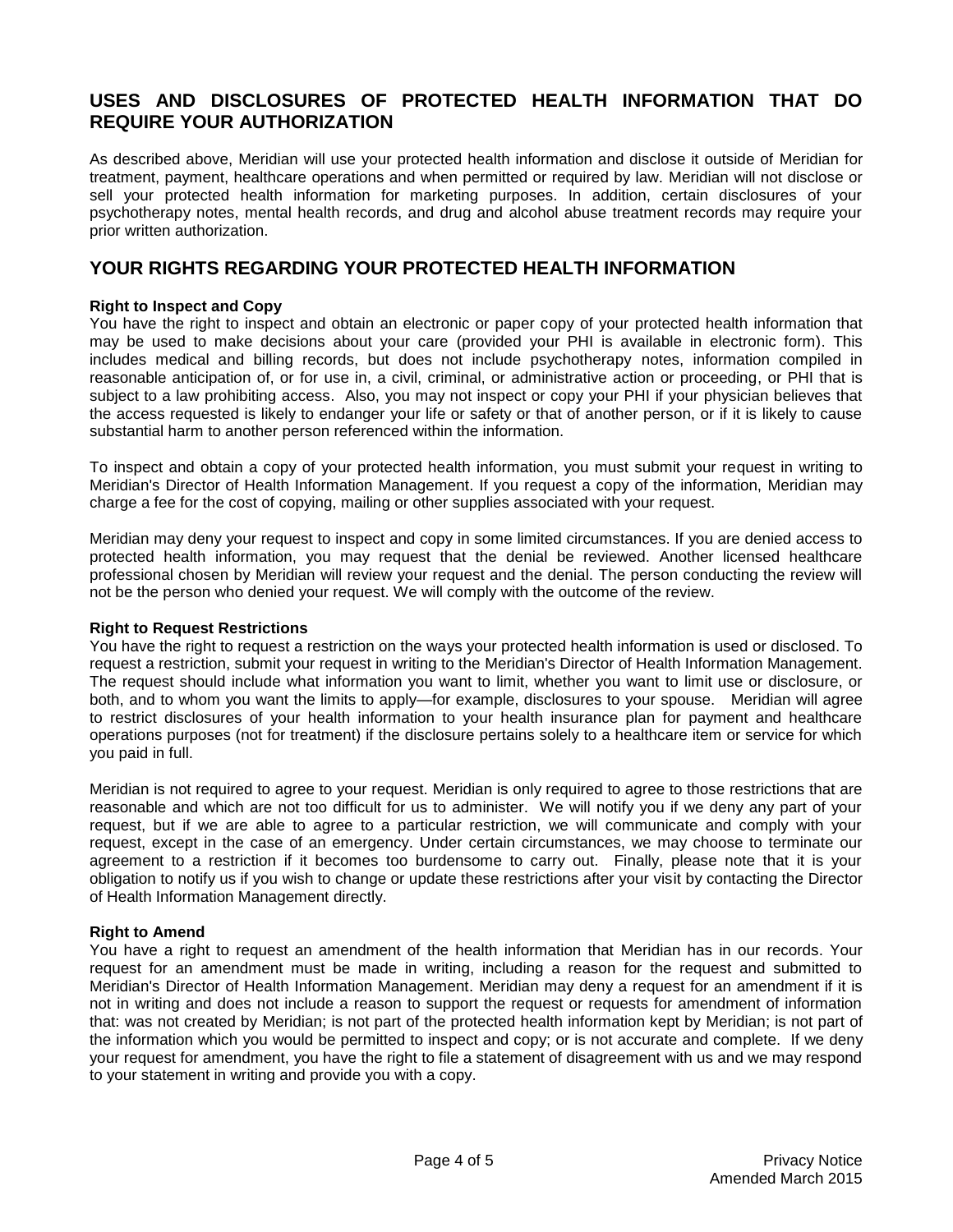## USES AND DISCLOSURES OF PROTECTED HEALTH INFORMATION THAT DO REQUIRE YOUR AUTHORIZATION

As described above, Meridian will use your protected health information and disclose it outside of Meridian for treatment, payment, healthcare operations and when permitted or required by law. Meridian will not disclose or sell your protected health information for marketing purposes. In addition, certain disclosures of your psychotherapy notes, mental health records, and drug and alcohol abuse treatment records may require your prior written authorization.

## YOUR RIGHTS REGARDING YOUR PROTECTED HEALTH INFORMATION

**Right to Inspect and Copy**
You have the right to inspect and obtain an electronic or paper copy of your protected health information that may be used to make decisions about your care (provided your PHI is available in electronic form). This includes medical and billing records, but does not include psychotherapy notes, information compiled in reasonable anticipation of, or for use in, a civil, criminal, or administrative action or proceeding, or PHI that is subject to a law prohibiting access. Also, you may not inspect or copy your PHI if your physician believes that the access requested is likely to endanger your life or safety or that of another person, or if it is likely to cause substantial harm to another person referenced within the information.

To inspect and obtain a copy of your protected health information, you must submit your request in writing to Meridian's Director of Health Information Management. If you request a copy of the information, Meridian may charge a fee for the cost of copying, mailing or other supplies associated with your request.

Meridian may deny your request to inspect and copy in some limited circumstances. If you are denied access to protected health information, you may request that the denial be reviewed. Another licensed healthcare professional chosen by Meridian will review your request and the denial. The person conducting the review will not be the person who denied your request. We will comply with the outcome of the review.

**Right to Request Restrictions**
You have the right to request a restriction on the ways your protected health information is used or disclosed. To request a restriction, submit your request in writing to the Meridian's Director of Health Information Management. The request should include what information you want to limit, whether you want to limit use or disclosure, or both, and to whom you want the limits to apply—for example, disclosures to your spouse. Meridian will agree to restrict disclosures of your health information to your health insurance plan for payment and healthcare operations purposes (not for treatment) if the disclosure pertains solely to a healthcare item or service for which you paid in full.

Meridian is not required to agree to your request. Meridian is only required to agree to those restrictions that are reasonable and which are not too difficult for us to administer. We will notify you if we deny any part of your request, but if we are able to agree to a particular restriction, we will communicate and comply with your request, except in the case of an emergency. Under certain circumstances, we may choose to terminate our agreement to a restriction if it becomes too burdensome to carry out. Finally, please note that it is your obligation to notify us if you wish to change or update these restrictions after your visit by contacting the Director of Health Information Management directly.

**Right to Amend**
You have a right to request an amendment of the health information that Meridian has in our records. Your request for an amendment must be made in writing, including a reason for the request and submitted to Meridian's Director of Health Information Management. Meridian may deny a request for an amendment if it is not in writing and does not include a reason to support the request or requests for amendment of information that: was not created by Meridian; is not part of the protected health information kept by Meridian; is not part of the information which you would be permitted to inspect and copy; or is not accurate and complete. If we deny your request for amendment, you have the right to file a statement of disagreement with us and we may respond to your statement in writing and provide you with a copy.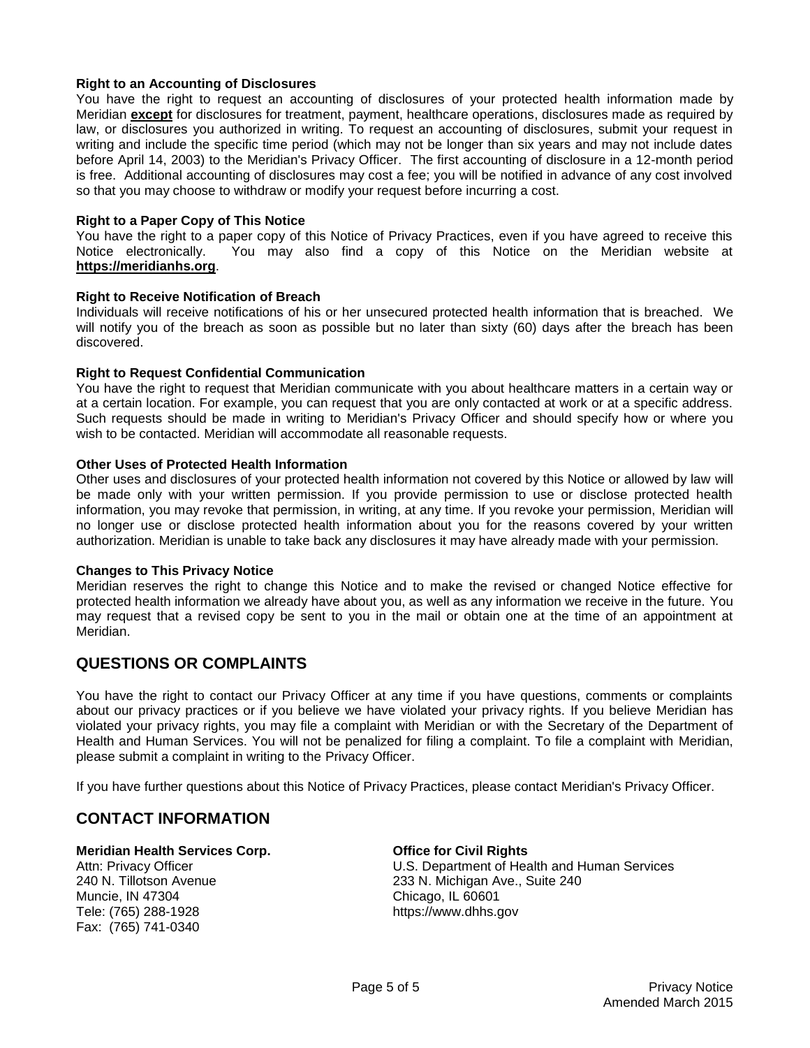### Right to an Accounting of Disclosures

You have the right to request an accounting of disclosures of your protected health information made by Meridian **except** for disclosures for treatment, payment, healthcare operations, disclosures made as required by law, or disclosures you authorized in writing. To request an accounting of disclosures, submit your request in writing and include the specific time period (which may not be longer than six years and may not include dates before April 14, 2003) to the Meridian's Privacy Officer. The first accounting of disclosure in a 12-month period is free. Additional accounting of disclosures may cost a fee; you will be notified in advance of any cost involved so that you may choose to withdraw or modify your request before incurring a cost.

### Right to a Paper Copy of This Notice

You have the right to a paper copy of this Notice of Privacy Practices, even if you have agreed to receive this Notice electronically. You may also find a copy of this Notice on the Meridian website at **https://meridianhs.org**.

### Right to Receive Notification of Breach

Individuals will receive notifications of his or her unsecured protected health information that is breached. We will notify you of the breach as soon as possible but no later than sixty (60) days after the breach has been discovered.

### Right to Request Confidential Communication

You have the right to request that Meridian communicate with you about healthcare matters in a certain way or at a certain location. For example, you can request that you are only contacted at work or at a specific address. Such requests should be made in writing to Meridian's Privacy Officer and should specify how or where you wish to be contacted. Meridian will accommodate all reasonable requests.

### Other Uses of Protected Health Information

Other uses and disclosures of your protected health information not covered by this Notice or allowed by law will be made only with your written permission. If you provide permission to use or disclose protected health information, you may revoke that permission, in writing, at any time. If you revoke your permission, Meridian will no longer use or disclose protected health information about you for the reasons covered by your written authorization. Meridian is unable to take back any disclosures it may have already made with your permission.

### Changes to This Privacy Notice

Meridian reserves the right to change this Notice and to make the revised or changed Notice effective for protected health information we already have about you, as well as any information we receive in the future. You may request that a revised copy be sent to you in the mail or obtain one at the time of an appointment at Meridian.

## QUESTIONS OR COMPLAINTS

You have the right to contact our Privacy Officer at any time if you have questions, comments or complaints about our privacy practices or if you believe we have violated your privacy rights. If you believe Meridian has violated your privacy rights, you may file a complaint with Meridian or with the Secretary of the Department of Health and Human Services. You will not be penalized for filing a complaint. To file a complaint with Meridian, please submit a complaint in writing to the Privacy Officer.

If you have further questions about this Notice of Privacy Practices, please contact Meridian's Privacy Officer.

## CONTACT INFORMATION

**Meridian Health Services Corp.**
Attn: Privacy Officer
240 N. Tillotson Avenue
Muncie, IN 47304
Tele: (765) 288-1928
Fax: (765) 741-0340

**Office for Civil Rights**
U.S. Department of Health and Human Services
233 N. Michigan Ave., Suite 240
Chicago, IL 60601
https://www.dhhs.gov

Privacy Notice
Amended March 2015